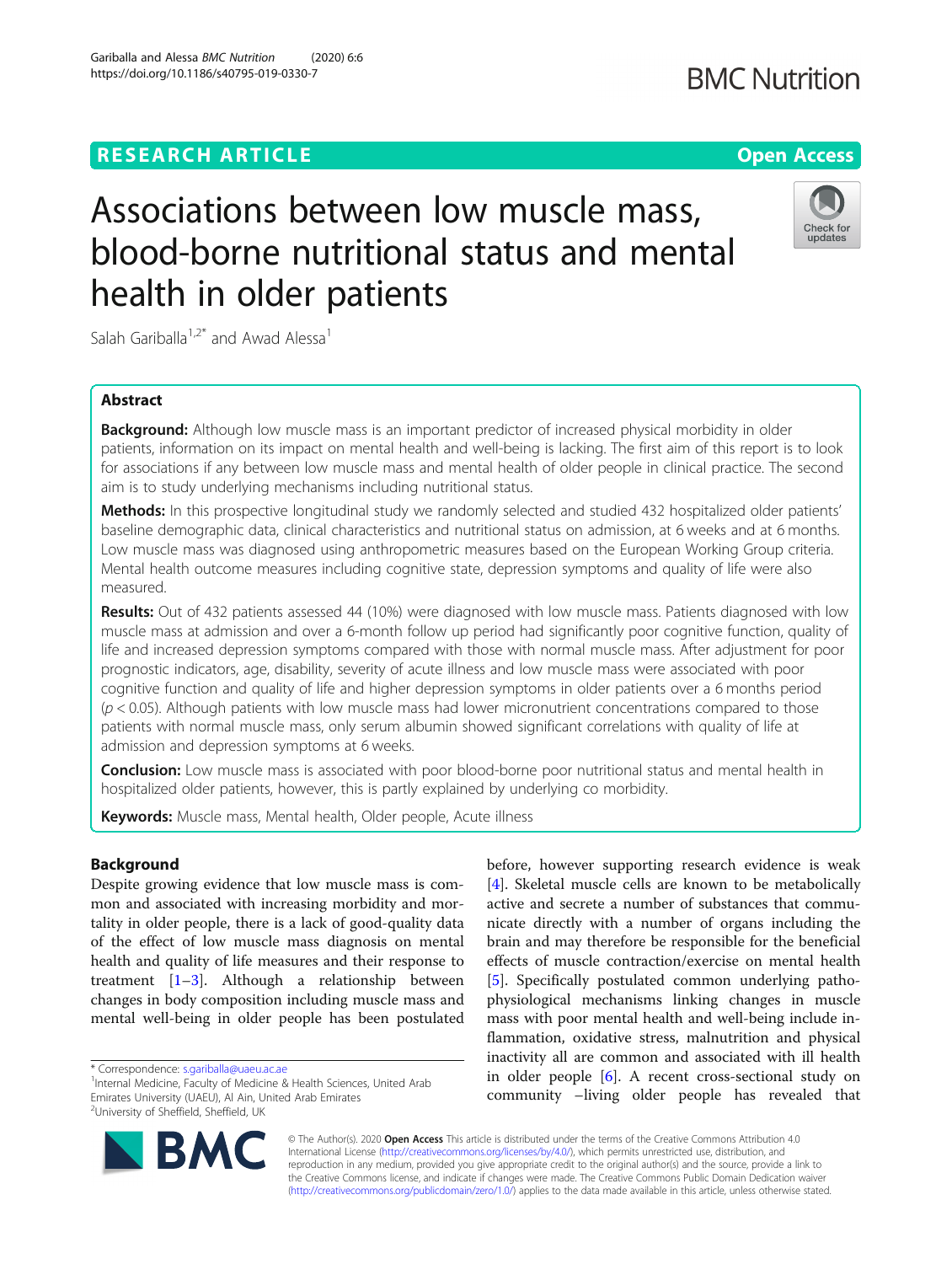**RESEARCH ARTICLE** **Open Access**

# Associations between low muscle mass, blood-borne nutritional status and mental health in older patients

Salah Gariballa[1,2*] and Awad Alessa[1]

## Abstract

**Background:** Although low muscle mass is an important predictor of increased physical morbidity in older patients, information on its impact on mental health and well-being is lacking. The first aim of this report is to look for associations if any between low muscle mass and mental health of older people in clinical practice. The second aim is to study underlying mechanisms including nutritional status.

**Methods:** In this prospective longitudinal study we randomly selected and studied 432 hospitalized older patients' baseline demographic data, clinical characteristics and nutritional status on admission, at 6 weeks and at 6 months. Low muscle mass was diagnosed using anthropometric measures based on the European Working Group criteria. Mental health outcome measures including cognitive state, depression symptoms and quality of life were also measured.

**Results:** Out of 432 patients assessed 44 (10%) were diagnosed with low muscle mass. Patients diagnosed with low muscle mass at admission and over a 6-month follow up period had significantly poor cognitive function, quality of life and increased depression symptoms compared with those with normal muscle mass. After adjustment for poor prognostic indicators, age, disability, severity of acute illness and low muscle mass were associated with poor cognitive function and quality of life and higher depression symptoms in older patients over a 6 months period ($p < 0.05$). Although patients with low muscle mass had lower micronutrient concentrations compared to those patients with normal muscle mass, only serum albumin showed significant correlations with quality of life at admission and depression symptoms at 6 weeks.

**Conclusion:** Low muscle mass is associated with poor blood-borne poor nutritional status and mental health in hospitalized older patients, however, this is partly explained by underlying co morbidity.

**Keywords:** Muscle mass, Mental health, Older people, Acute illness

## Background

Despite growing evidence that low muscle mass is common and associated with increasing morbidity and mortality in older people, there is a lack of good-quality data of the effect of low muscle mass diagnosis on mental health and quality of life measures and their response to treatment [1–3]. Although a relationship between changes in body composition including muscle mass and mental well-being in older people has been postulated before, however supporting research evidence is weak [4]. Skeletal muscle cells are known to be metabolically active and secrete a number of substances that communicate directly with a number of organs including the brain and may therefore be responsible for the beneficial effects of muscle contraction/exercise on mental health [5]. Specifically postulated common underlying pathophysiological mechanisms linking changes in muscle mass with poor mental health and well-being include inflammation, oxidative stress, malnutrition and physical inactivity all are common and associated with ill health in older people [6]. A recent cross-sectional study on community –living older people has revealed that

\* Correspondence: s.gariballa@uaeu.ac.ae
[1]Internal Medicine, Faculty of Medicine & Health Sciences, United Arab Emirates University (UAEU), Al Ain, United Arab Emirates
[2]University of Sheffield, Sheffield, UK

© The Author(s). 2020 **Open Access** This article is distributed under the terms of the Creative Commons Attribution 4.0 International License (http://creativecommons.org/licenses/by/4.0/), which permits unrestricted use, distribution, and reproduction in any medium, provided you give appropriate credit to the original author(s) and the source, provide a link to the Creative Commons license, and indicate if changes were made. The Creative Commons Public Domain Dedication waiver (http://creativecommons.org/publicdomain/zero/1.0/) applies to the data made available in this article, unless otherwise stated.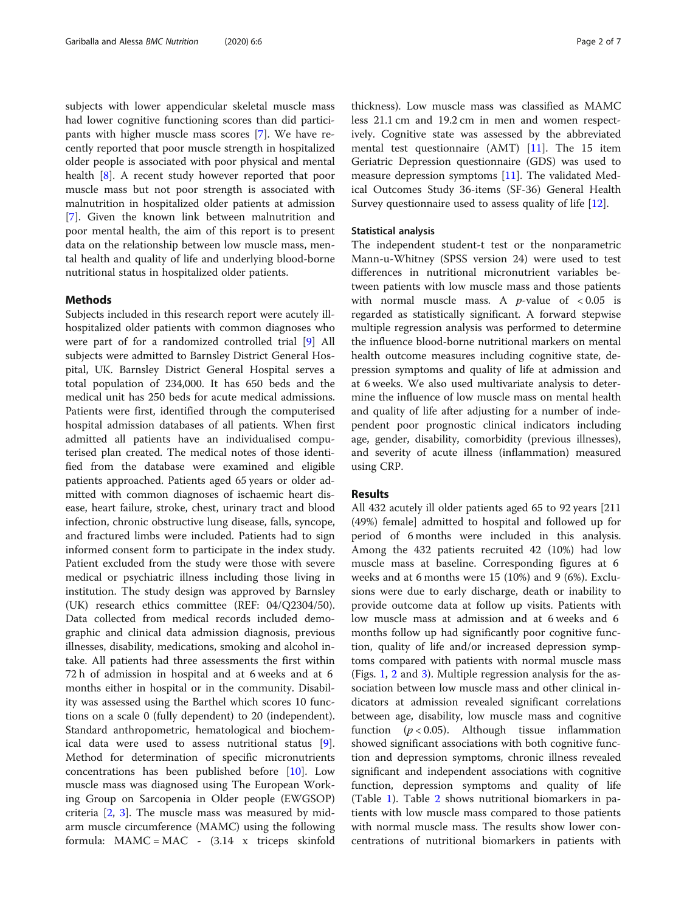subjects with lower appendicular skeletal muscle mass had lower cognitive functioning scores than did participants with higher muscle mass scores [7]. We have recently reported that poor muscle strength in hospitalized older people is associated with poor physical and mental health [8]. A recent study however reported that poor muscle mass but not poor strength is associated with malnutrition in hospitalized older patients at admission [7]. Given the known link between malnutrition and poor mental health, the aim of this report is to present data on the relationship between low muscle mass, mental health and quality of life and underlying blood-borne nutritional status in hospitalized older patients.

## Methods

Subjects included in this research report were acutely ill-hospitalized older patients with common diagnoses who were part of for a randomized controlled trial [9] All subjects were admitted to Barnsley District General Hospital, UK. Barnsley District General Hospital serves a total population of 234,000. It has 650 beds and the medical unit has 250 beds for acute medical admissions. Patients were first, identified through the computerised hospital admission databases of all patients. When first admitted all patients have an individualised computerised plan created. The medical notes of those identified from the database were examined and eligible patients approached. Patients aged 65 years or older admitted with common diagnoses of ischaemic heart disease, heart failure, stroke, chest, urinary tract and blood infection, chronic obstructive lung disease, falls, syncope, and fractured limbs were included. Patients had to sign informed consent form to participate in the index study. Patient excluded from the study were those with severe medical or psychiatric illness including those living in institution. The study design was approved by Barnsley (UK) research ethics committee (REF: 04/Q2304/50). Data collected from medical records included demographic and clinical data admission diagnosis, previous illnesses, disability, medications, smoking and alcohol intake. All patients had three assessments the first within 72 h of admission in hospital and at 6 weeks and at 6 months either in hospital or in the community. Disability was assessed using the Barthel which scores 10 functions on a scale 0 (fully dependent) to 20 (independent). Standard anthropometric, hematological and biochemical data were used to assess nutritional status [9]. Method for determination of specific micronutrients concentrations has been published before [10]. Low muscle mass was diagnosed using The European Working Group on Sarcopenia in Older people (EWGSOP) criteria [2, 3]. The muscle mass was measured by mid-arm muscle circumference (MAMC) using the following formula: MAMC = MAC - (3.14 x triceps skinfold thickness). Low muscle mass was classified as MAMC less 21.1 cm and 19.2 cm in men and women respectively. Cognitive state was assessed by the abbreviated mental test questionnaire (AMT) [11]. The 15 item Geriatric Depression questionnaire (GDS) was used to measure depression symptoms [11]. The validated Medical Outcomes Study 36-items (SF-36) General Health Survey questionnaire used to assess quality of life [12].

### Statistical analysis

The independent student-t test or the nonparametric Mann-u-Whitney (SPSS version 24) were used to test differences in nutritional micronutrient variables between patients with low muscle mass and those patients with normal muscle mass. A $p$-value of $< 0.05$ is regarded as statistically significant. A forward stepwise multiple regression analysis was performed to determine the influence blood-borne nutritional markers on mental health outcome measures including cognitive state, depression symptoms and quality of life at admission and at 6 weeks. We also used multivariate analysis to determine the influence of low muscle mass on mental health and quality of life after adjusting for a number of independent poor prognostic clinical indicators including age, gender, disability, comorbidity (previous illnesses), and severity of acute illness (inflammation) measured using CRP.

## Results

All 432 acutely ill older patients aged 65 to 92 years [211 (49%) female] admitted to hospital and followed up for period of 6 months were included in this analysis. Among the 432 patients recruited 42 (10%) had low muscle mass at baseline. Corresponding figures at 6 weeks and at 6 months were 15 (10%) and 9 (6%). Exclusions were due to early discharge, death or inability to provide outcome data at follow up visits. Patients with low muscle mass at admission and at 6 weeks and 6 months follow up had significantly poor cognitive function, quality of life and/or increased depression symptoms compared with patients with normal muscle mass (Figs. 1, 2 and 3). Multiple regression analysis for the association between low muscle mass and other clinical indicators at admission revealed significant correlations between age, disability, low muscle mass and cognitive function ($p < 0.05$). Although tissue inflammation showed significant associations with both cognitive function and depression symptoms, chronic illness revealed significant and independent associations with cognitive function, depression symptoms and quality of life (Table 1). Table 2 shows nutritional biomarkers in patients with low muscle mass compared to those patients with normal muscle mass. The results show lower concentrations of nutritional biomarkers in patients with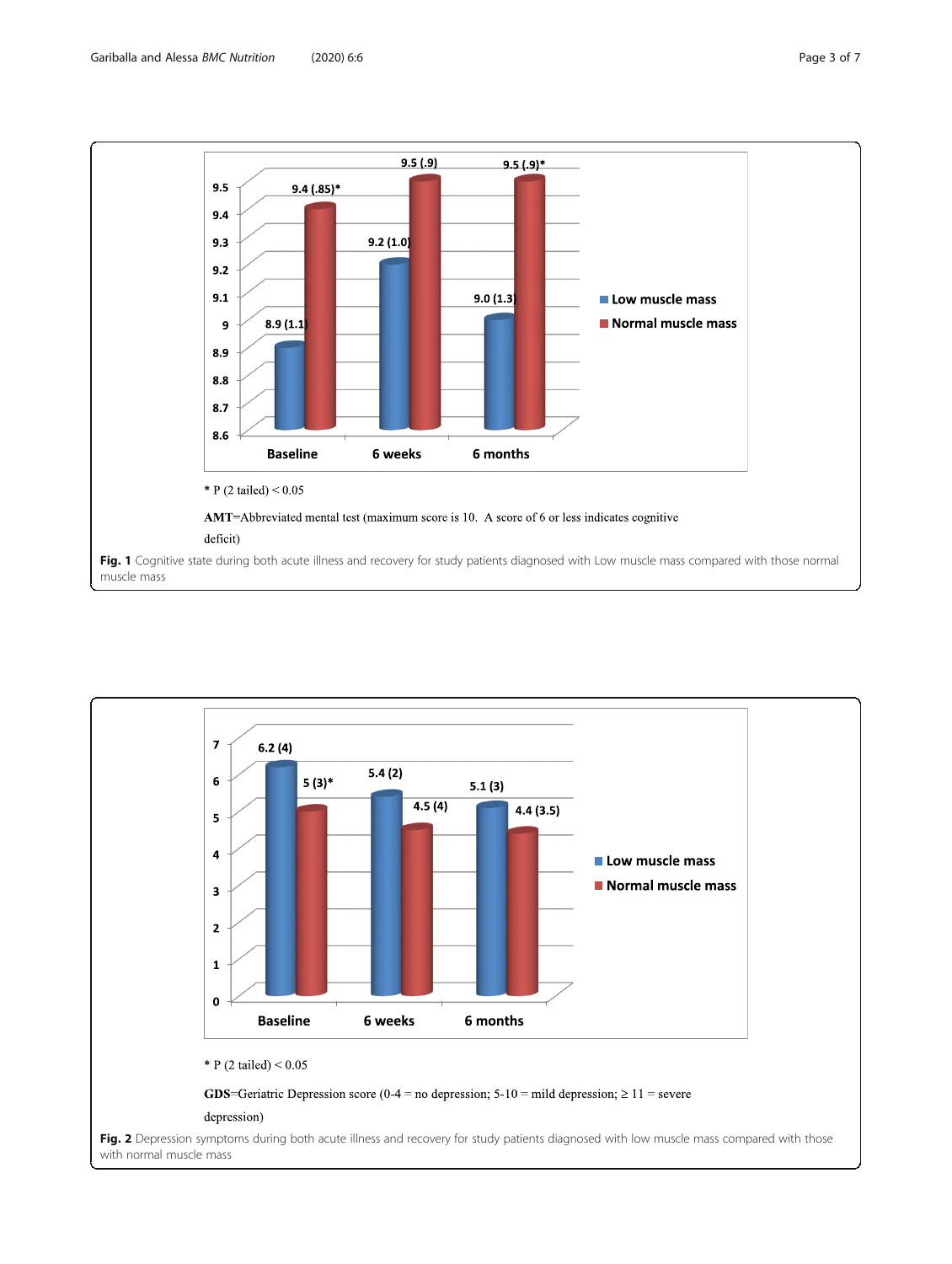* P (2 tailed) < 0.05

**AMT**=Abbreviated mental test (maximum score is 10. A score of 6 or less indicates cognitive deficit)

**Fig. 1** Cognitive state during both acute illness and recovery for study patients diagnosed with Low muscle mass compared with those normal muscle mass

* P (2 tailed) < 0.05

**GDS**=Geriatric Depression score (0-4 = no depression; 5-10 = mild depression; ≥ 11 = severe depression)

**Fig. 2** Depression symptoms during both acute illness and recovery for study patients diagnosed with low muscle mass compared with those with normal muscle mass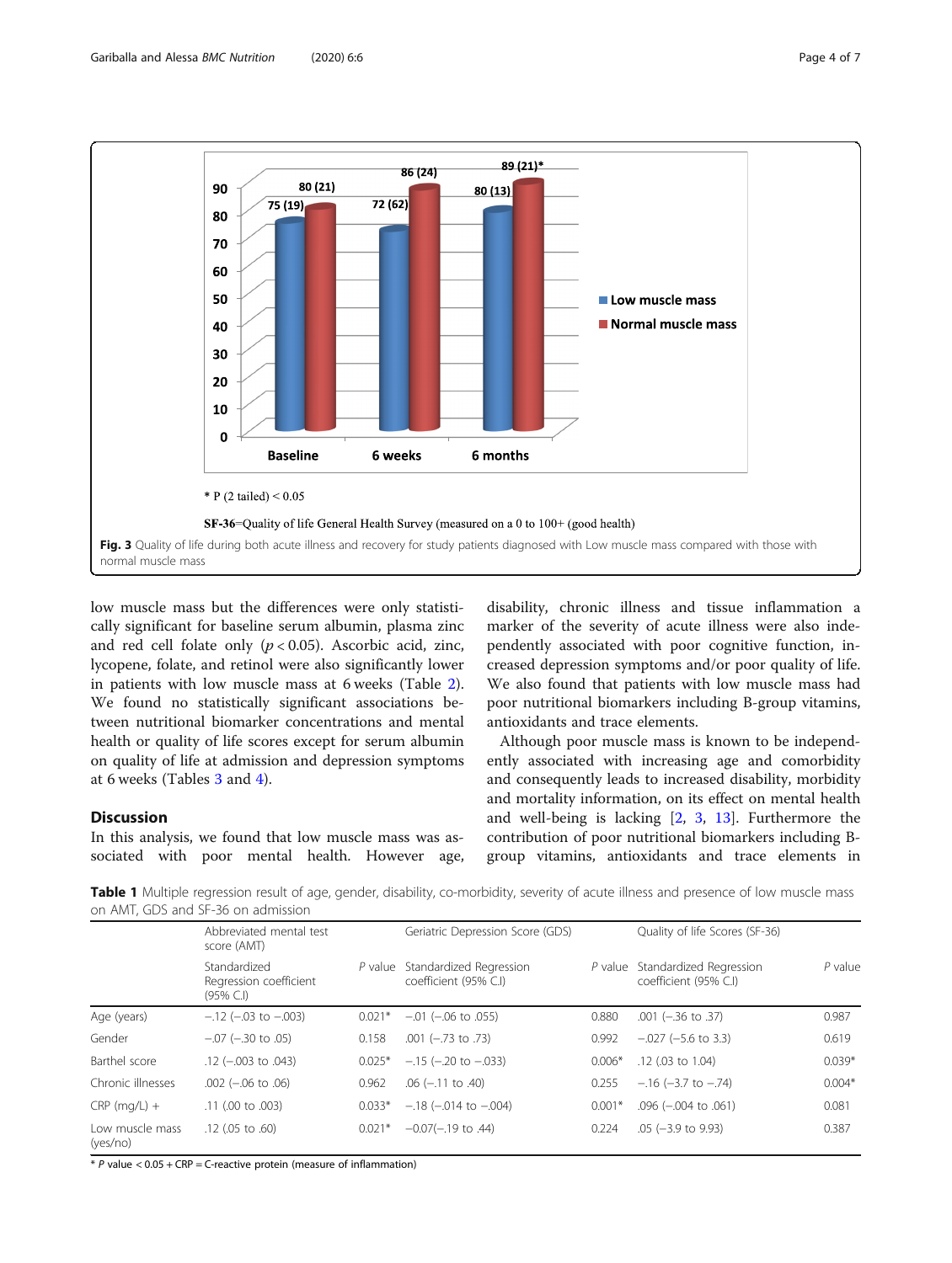* P (2 tailed) < 0.05

**SF-36**=Quality of life General Health Survey (measured on a 0 to 100+ (good health)

**Fig. 3** Quality of life during both acute illness and recovery for study patients diagnosed with Low muscle mass compared with those with normal muscle mass

low muscle mass but the differences were only statistically significant for baseline serum albumin, plasma zinc and red cell folate only ($p < 0.05$). Ascorbic acid, zinc, lycopene, folate, and retinol were also significantly lower in patients with low muscle mass at 6 weeks (Table 2). We found no statistically significant associations between nutritional biomarker concentrations and mental health or quality of life scores except for serum albumin on quality of life at admission and depression symptoms at 6 weeks (Tables 3 and 4).

## Discussion

In this analysis, we found that low muscle mass was associated with poor mental health. However age, disability, chronic illness and tissue inflammation a marker of the severity of acute illness were also independently associated with poor cognitive function, increased depression symptoms and/or poor quality of life. We also found that patients with low muscle mass had poor nutritional biomarkers including B-group vitamins, antioxidants and trace elements.

Although poor muscle mass is known to be independently associated with increasing age and comorbidity and consequently leads to increased disability, morbidity and mortality information, on its effect on mental health and well-being is lacking [2, 3, 13]. Furthermore the contribution of poor nutritional biomarkers including B-group vitamins, antioxidants and trace elements in

**Table 1** Multiple regression result of age, gender, disability, co-morbidity, severity of acute illness and presence of low muscle mass on AMT, GDS and SF-36 on admission

| | Abbreviated mental test score (AMT) | | Geriatric Depression Score (GDS) | | Quality of life Scores (SF-36) | |
|---|---|---|---|---|---|---|
| | Standardized Regression coefficient (95% C.I) | *P* value | Standardized Regression coefficient (95% C.I) | *P* value | Standardized Regression coefficient (95% C.I) | *P* value |
| Age (years) | −.12 (−.03 to −.003) | 0.021* | −.01 (−.06 to .055) | 0.880 | .001 (−.36 to .37) | 0.987 |
| Gender | −.07 (−.30 to .05) | 0.158 | .001 (−.73 to .73) | 0.992 | −.027 (−5.6 to 3.3) | 0.619 |
| Barthel score | .12 (−.003 to .043) | 0.025* | −.15 (−.20 to −.033) | 0.006* | .12 (.03 to 1.04) | 0.039* |
| Chronic illnesses | .002 (−.06 to .06) | 0.962 | .06 (−.11 to .40) | 0.255 | −.16 (−3.7 to −.74) | 0.004* |
| CRP (mg/L) + | .11 (.00 to .003) | 0.033* | −.18 (−.014 to −.004) | 0.001* | .096 (−.004 to .061) | 0.081 |
| Low muscle mass (yes/no) | .12 (.05 to .60) | 0.021* | −0.07(−.19 to .44) | 0.224 | .05 (−3.9 to 9.93) | 0.387 |

* *P* value < 0.05 + CRP = C-reactive protein (measure of inflammation)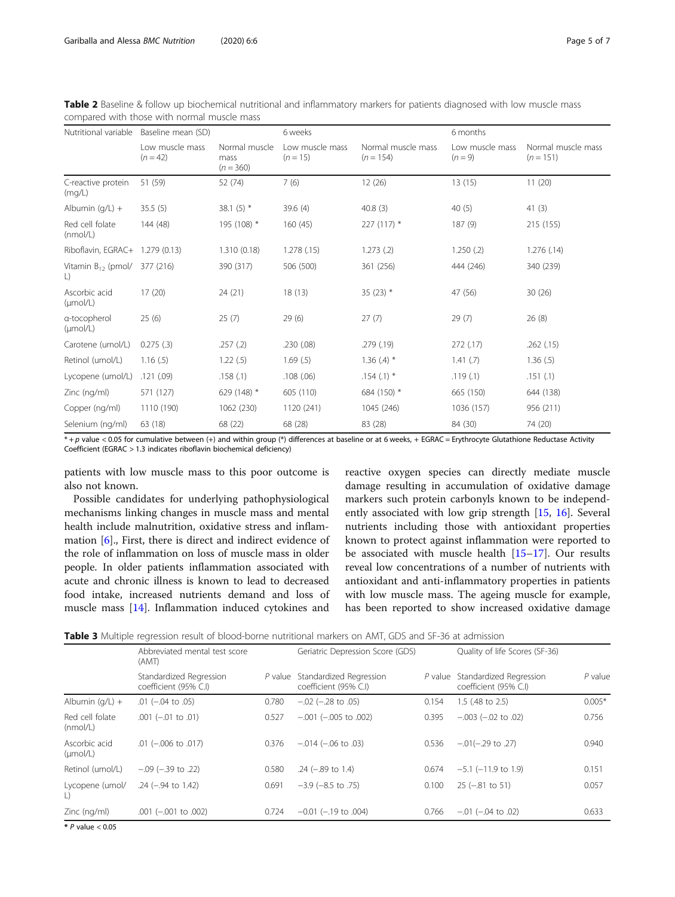**Table 2** Baseline & follow up biochemical nutritional and inflammatory markers for patients diagnosed with low muscle mass compared with those with normal muscle mass

| Nutritional variable | Baseline mean (SD) | | 6 weeks | | 6 months | |
|---|---|---|---|---|---|---|
| | Low muscle mass ($n = 42$) | Normal muscle mass ($n = 360$) | Low muscle mass ($n = 15$) | Normal muscle mass ($n = 154$) | Low muscle mass ($n = 9$) | Normal muscle mass ($n = 151$) |
| C-reactive protein (mg/L) | 51 (59) | 52 (74) | 7 (6) | 12 (26) | 13 (15) | 11 (20) |
| Albumin (g/L) + | 35.5 (5) | 38.1 (5) * | 39.6 (4) | 40.8 (3) | 40 (5) | 41 (3) |
| Red cell folate (nmol/L) | 144 (48) | 195 (108) * | 160 (45) | 227 (117) * | 187 (9) | 215 (155) |
| Riboflavin, EGRAC+ | 1.279 (0.13) | 1.310 (0.18) | 1.278 (.15) | 1.273 (.2) | 1.250 (.2) | 1.276 (.14) |
| Vitamin $B_{12}$ (pmol/L) | 377 (216) | 390 (317) | 506 (500) | 361 (256) | 444 (246) | 340 (239) |
| Ascorbic acid (μmol/L) | 17 (20) | 24 (21) | 18 (13) | 35 (23) * | 47 (56) | 30 (26) |
| α-tocopherol (μmol/L) | 25 (6) | 25 (7) | 29 (6) | 27 (7) | 29 (7) | 26 (8) |
| Carotene (umol/L) | 0.275 (.3) | .257 (.2) | .230 (.08) | .279 (.19) | 272 (.17) | .262 (.15) |
| Retinol (umol/L) | 1.16 (.5) | 1.22 (.5) | 1.69 (.5) | 1.36 (.4) * | 1.41 (.7) | 1.36 (.5) |
| Lycopene (umol/L) | .121 (.09) | .158 (.1) | .108 (.06) | .154 (.1) * | .119 (.1) | .151 (.1) |
| Zinc (ng/ml) | 571 (127) | 629 (148) * | 605 (110) | 684 (150) * | 665 (150) | 644 (138) |
| Copper (ng/ml) | 1110 (190) | 1062 (230) | 1120 (241) | 1045 (246) | 1036 (157) | 956 (211) |
| Selenium (ng/ml) | 63 (18) | 68 (22) | 68 (28) | 83 (28) | 84 (30) | 74 (20) |

* + $p$ value < 0.05 for cumulative between (+) and within group (*) differences at baseline or at 6 weeks, + EGRAC = Erythrocyte Glutathione Reductase Activity Coefficient (EGRAC > 1.3 indicates riboflavin biochemical deficiency)

patients with low muscle mass to this poor outcome is also not known.

Possible candidates for underlying pathophysiological mechanisms linking changes in muscle mass and mental health include malnutrition, oxidative stress and inflammation [6]., First, there is direct and indirect evidence of the role of inflammation on loss of muscle mass in older people. In older patients inflammation associated with acute and chronic illness is known to lead to decreased food intake, increased nutrients demand and loss of muscle mass [14]. Inflammation induced cytokines and reactive oxygen species can directly mediate muscle damage resulting in accumulation of oxidative damage markers such protein carbonyls known to be independently associated with low grip strength [15, 16]. Several nutrients including those with antioxidant properties known to protect against inflammation were reported to be associated with muscle health [15–17]. Our results reveal low concentrations of a number of nutrients with antioxidant and anti-inflammatory properties in patients with low muscle mass. The ageing muscle for example, has been reported to show increased oxidative damage

**Table 3** Multiple regression result of blood-borne nutritional markers on AMT, GDS and SF-36 at admission

| | Abbreviated mental test score (AMT) | | Geriatric Depression Score (GDS) | | Quality of life Scores (SF-36) | |
|---|---|---|---|---|---|---|
| | Standardized Regression coefficient (95% C.I) | $P$ value | Standardized Regression coefficient (95% C.I) | $P$ value | Standardized Regression coefficient (95% C.I) | $P$ value |
| Albumin (g/L) + | .01 (−.04 to .05) | 0.780 | −.02 (−.28 to .05) | 0.154 | 1.5 (.48 to 2.5) | 0.005* |
| Red cell folate (nmol/L) | .001 (−.01 to .01) | 0.527 | −.001 (−.005 to .002) | 0.395 | −.003 (−.02 to .02) | 0.756 |
| Ascorbic acid (μmol/L) | .01 (−.006 to .017) | 0.376 | −.014 (−.06 to .03) | 0.536 | −.01(−.29 to .27) | 0.940 |
| Retinol (umol/L) | −.09 (−.39 to .22) | 0.580 | .24 (−.89 to 1.4) | 0.674 | −5.1 (−11.9 to 1.9) | 0.151 |
| Lycopene (umol/L) | .24 (−.94 to 1.42) | 0.691 | −3.9 (−8.5 to .75) | 0.100 | 25 (−.81 to 51) | 0.057 |
| Zinc (ng/ml) | .001 (−.001 to .002) | 0.724 | −0.01 (−.19 to .004) | 0.766 | −.01 (−.04 to .02) | 0.633 |

* $P$ value < 0.05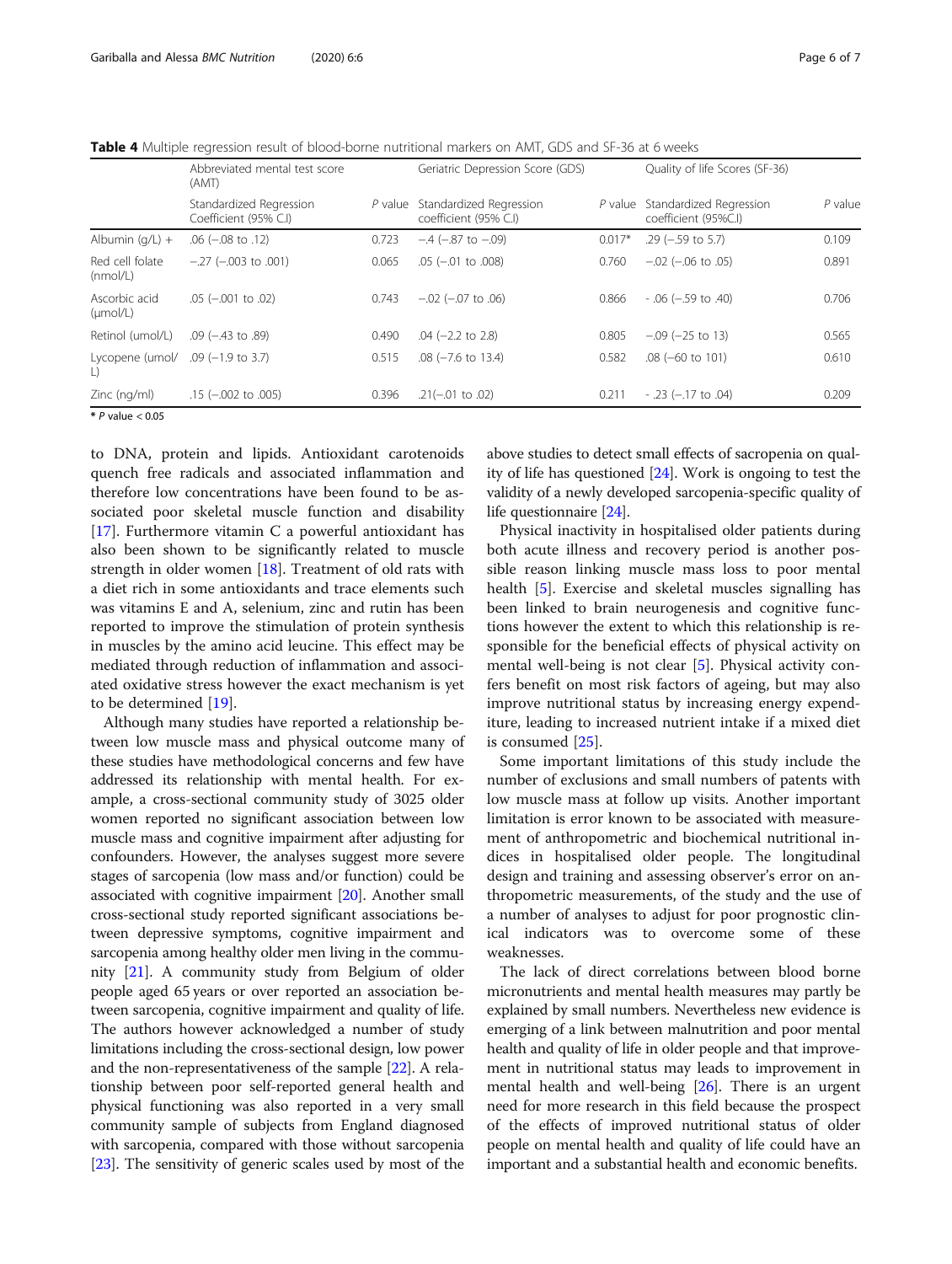**Table 4** Multiple regression result of blood-borne nutritional markers on AMT, GDS and SF-36 at 6 weeks

| | Abbreviated mental test score (AMT) | | Geriatric Depression Score (GDS) | | Quality of life Scores (SF-36) | |
|---|---|---|---|---|---|---|
| | Standardized Regression Coefficient (95% C.I) | *P* value | Standardized Regression coefficient (95% C.I) | *P* value | Standardized Regression coefficient (95%C.I) | *P* value |
| Albumin (g/L) + | .06 (−.08 to .12) | 0.723 | −.4 (−.87 to −.09) | 0.017* | .29 (−.59 to 5.7) | 0.109 |
| Red cell folate (nmol/L) | −.27 (−.003 to .001) | 0.065 | .05 (−.01 to .008) | 0.760 | −.02 (−.06 to .05) | 0.891 |
| Ascorbic acid (μmol/L) | .05 (−.001 to .02) | 0.743 | −.02 (−.07 to .06) | 0.866 | - .06 (−.59 to .40) | 0.706 |
| Retinol (umol/L) | .09 (−.43 to .89) | 0.490 | .04 (−2.2 to 2.8) | 0.805 | −.09 (−25 to 13) | 0.565 |
| Lycopene (umol/L) | .09 (−1.9 to 3.7) | 0.515 | .08 (−7.6 to 13.4) | 0.582 | .08 (−60 to 101) | 0.610 |
| Zinc (ng/ml) | .15 (−.002 to .005) | 0.396 | .21(−.01 to .02) | 0.211 | - .23 (−.17 to .04) | 0.209 |

\* *P* value < 0.05

to DNA, protein and lipids. Antioxidant carotenoids quench free radicals and associated inflammation and therefore low concentrations have been found to be associated poor skeletal muscle function and disability [17]. Furthermore vitamin C a powerful antioxidant has also been shown to be significantly related to muscle strength in older women [18]. Treatment of old rats with a diet rich in some antioxidants and trace elements such was vitamins E and A, selenium, zinc and rutin has been reported to improve the stimulation of protein synthesis in muscles by the amino acid leucine. This effect may be mediated through reduction of inflammation and associated oxidative stress however the exact mechanism is yet to be determined [19].

Although many studies have reported a relationship between low muscle mass and physical outcome many of these studies have methodological concerns and few have addressed its relationship with mental health. For example, a cross-sectional community study of 3025 older women reported no significant association between low muscle mass and cognitive impairment after adjusting for confounders. However, the analyses suggest more severe stages of sarcopenia (low mass and/or function) could be associated with cognitive impairment [20]. Another small cross-sectional study reported significant associations between depressive symptoms, cognitive impairment and sarcopenia among healthy older men living in the community [21]. A community study from Belgium of older people aged 65 years or over reported an association between sarcopenia, cognitive impairment and quality of life. The authors however acknowledged a number of study limitations including the cross-sectional design, low power and the non-representativeness of the sample [22]. A relationship between poor self-reported general health and physical functioning was also reported in a very small community sample of subjects from England diagnosed with sarcopenia, compared with those without sarcopenia [23]. The sensitivity of generic scales used by most of the above studies to detect small effects of sarcopenia on quality of life has questioned [24]. Work is ongoing to test the validity of a newly developed sarcopenia-specific quality of life questionnaire [24].

Physical inactivity in hospitalised older patients during both acute illness and recovery period is another possible reason linking muscle mass loss to poor mental health [5]. Exercise and skeletal muscles signalling has been linked to brain neurogenesis and cognitive functions however the extent to which this relationship is responsible for the beneficial effects of physical activity on mental well-being is not clear [5]. Physical activity confers benefit on most risk factors of ageing, but may also improve nutritional status by increasing energy expenditure, leading to increased nutrient intake if a mixed diet is consumed [25].

Some important limitations of this study include the number of exclusions and small numbers of patents with low muscle mass at follow up visits. Another important limitation is error known to be associated with measurement of anthropometric and biochemical nutritional indices in hospitalised older people. The longitudinal design and training and assessing observer's error on anthropometric measurements, of the study and the use of a number of analyses to adjust for poor prognostic clinical indicators was to overcome some of these weaknesses.

The lack of direct correlations between blood borne micronutrients and mental health measures may partly be explained by small numbers. Nevertheless new evidence is emerging of a link between malnutrition and poor mental health and quality of life in older people and that improvement in nutritional status may leads to improvement in mental health and well-being [26]. There is an urgent need for more research in this field because the prospect of the effects of improved nutritional status of older people on mental health and quality of life could have an important and a substantial health and economic benefits.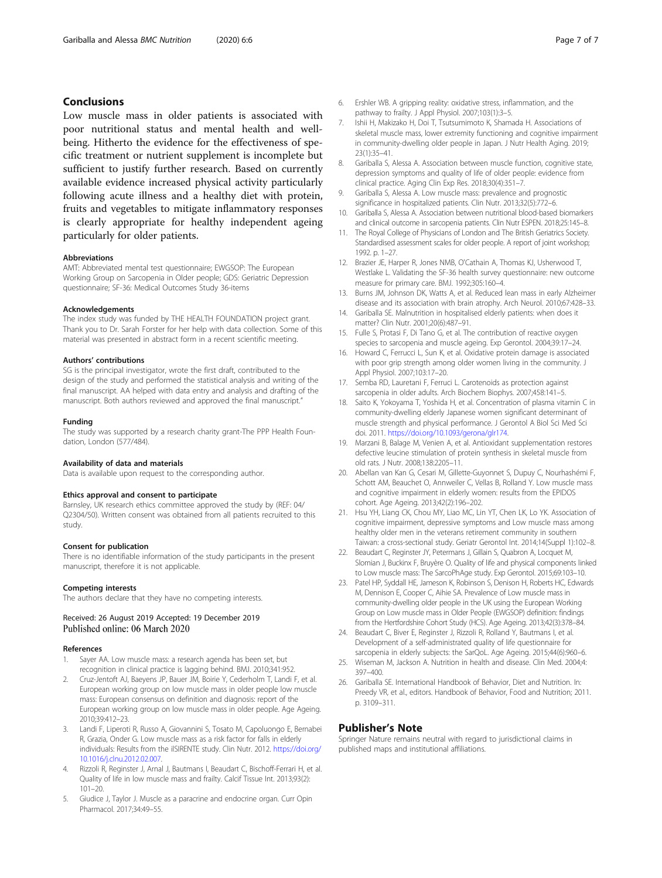## Conclusions

Low muscle mass in older patients is associated with poor nutritional status and mental health and well-being. Hitherto the evidence for the effectiveness of specific treatment or nutrient supplement is incomplete but sufficient to justify further research. Based on currently available evidence increased physical activity particularly following acute illness and a healthy diet with protein, fruits and vegetables to mitigate inflammatory responses is clearly appropriate for healthy independent ageing particularly for older patients.

### Abbreviations

AMT: Abbreviated mental test questionnaire; EWGSOP: The European Working Group on Sarcopenia in Older people; GDS: Geriatric Depression questionnaire; SF-36: Medical Outcomes Study 36-items

### Acknowledgements

The index study was funded by THE HEALTH FOUNDATION project grant. Thank you to Dr. Sarah Forster for her help with data collection. Some of this material was presented in abstract form in a recent scientific meeting.

### Authors' contributions

SG is the principal investigator, wrote the first draft, contributed to the design of the study and performed the statistical analysis and writing of the final manuscript. AA helped with data entry and analysis and drafting of the manuscript. Both authors reviewed and approved the final manuscript."

### Funding

The study was supported by a research charity grant-The PPP Health Foundation, London (577/484).

### Availability of data and materials

Data is available upon request to the corresponding author.

### Ethics approval and consent to participate

Barnsley, UK research ethics committee approved the study by (REF: 04/Q2304/50). Written consent was obtained from all patients recruited to this study.

### Consent for publication

There is no identifiable information of the study participants in the present manuscript, therefore it is not applicable.

### Competing interests

The authors declare that they have no competing interests.

Received: 26 August 2019 Accepted: 19 December 2019
Published online: 06 March 2020

### References

1. Sayer AA. Low muscle mass: a research agenda has been set, but recognition in clinical practice is lagging behind. BMJ. 2010;341:952.
2. Cruz-Jentoft AJ, Baeyens JP, Bauer JM, Boirie Y, Cederholm T, Landi F, et al. European working group on low muscle mass in older people low muscle mass: European consensus on definition and diagnosis: report of the European working group on low muscle mass in older people. Age Ageing. 2010;39:412–23.
3. Landi F, Liperoti R, Russo A, Giovannini S, Tosato M, Capoluongo E, Bernabei R, Grazia, Onder G. Low muscle mass as a risk factor for falls in elderly individuals: Results from the ilSIRENTE study. Clin Nutr. 2012. https://doi.org/10.1016/j.clnu.2012.02.007.
4. Rizzoli R, Reginster J, Arnal J, Bautmans I, Beaudart C, Bischoff-Ferrari H, et al. Quality of life in low muscle mass and frailty. Calcif Tissue Int. 2013;93(2):101–20.
5. Giudice J, Taylor J. Muscle as a paracrine and endocrine organ. Curr Opin Pharmacol. 2017;34:49–55.
6. Ershler WB. A gripping reality: oxidative stress, inflammation, and the pathway to frailty. J Appl Physiol. 2007;103(1):3–5.
7. Ishii H, Makizako H, Doi T, Tsutsumimoto K, Shamada H. Associations of skeletal muscle mass, lower extremity functioning and cognitive impairment in community-dwelling older people in Japan. J Nutr Health Aging. 2019;23(1):35–41.
8. Gariballa S, Alessa A. Association between muscle function, cognitive state, depression symptoms and quality of life of older people: evidence from clinical practice. Aging Clin Exp Res. 2018;30(4):351–7.
9. Gariballa S, Alessa A. Low muscle mass: prevalence and prognostic significance in hospitalized patients. Clin Nutr. 2013;32(5):772–6.
10. Gariballa S, Alessa A. Association between nutritional blood-based biomarkers and clinical outcome in sarcopenia patients. Clin Nutr ESPEN. 2018;25:145–8.
11. The Royal College of Physicians of London and The British Geriatrics Society. Standardised assessment scales for older people. A report of joint workshop; 1992. p. 1–27.
12. Brazier JE, Harper R, Jones NMB, O'Cathain A, Thomas KJ, Usherwood T, Westlake L. Validating the SF-36 health survey questionnaire: new outcome measure for primary care. BMJ. 1992;305:160–4.
13. Burns JM, Johnson DK, Watts A, et al. Reduced lean mass in early Alzheimer disease and its association with brain atrophy. Arch Neurol. 2010;67:428–33.
14. Gariballa SE. Malnutrition in hospitalised elderly patients: when does it matter? Clin Nutr. 2001;20(6):487–91.
15. Fulle S, Protasi F, Di Tano G, et al. The contribution of reactive oxygen species to sarcopenia and muscle ageing. Exp Gerontol. 2004;39:17–24.
16. Howard C, Ferrucci L, Sun K, et al. Oxidative protein damage is associated with poor grip strength among older women living in the community. J Appl Physiol. 2007;103:17–20.
17. Semba RD, Lauretani F, Ferruci L. Carotenoids as protection against sarcopenia in older adults. Arch Biochem Biophys. 2007;458:141–5.
18. Saito K, Yokoyama T, Yoshida H, et al. Concentration of plasma vitamin C in community-dwelling elderly Japanese women significant determinant of muscle strength and physical performance. J Gerontol A Biol Sci Med Sci doi. 2011. https://doi.org/10.1093/gerona/glr174.
19. Marzani B, Balage M, Venien A, et al. Antioxidant supplementation restores defective leucine stimulation of protein synthesis in skeletal muscle from old rats. J Nutr. 2008;138:2205–11.
20. Abellan van Kan G, Cesari M, Gillette-Guyonnet S, Dupuy C, Nourhashémi F, Schott AM, Beauchet O, Annweiler C, Vellas B, Rolland Y. Low muscle mass and cognitive impairment in elderly women: results from the EPIDOS cohort. Age Ageing. 2013;42(2):196–202.
21. Hsu YH, Liang CK, Chou MY, Liao MC, Lin YT, Chen LK, Lo YK. Association of cognitive impairment, depressive symptoms and Low muscle mass among healthy older men in the veterans retirement community in southern Taiwan: a cross-sectional study. Geriatr Gerontol Int. 2014;14(Suppl 1):102–8.
22. Beaudart C, Reginster JY, Petermans J, Gillain S, Quabron A, Locquet M, Slomian J, Buckinx F, Bruyère O. Quality of life and physical components linked to Low muscle mass: The SarcoPhAge study. Exp Gerontol. 2015;69:103–10.
23. Patel HP, Syddall HE, Jameson K, Robinson S, Denison H, Roberts HC, Edwards M, Dennison E, Cooper C, Aihie SA. Prevalence of Low muscle mass in community-dwelling older people in the UK using the European Working Group on Low muscle mass in Older People (EWGSOP) definition: findings from the Hertfordshire Cohort Study (HCS). Age Ageing. 2013;42(3):378–84.
24. Beaudart C, Biver E, Reginster J, Rizzoli R, Rolland Y, Bautmans I, et al. Development of a self-administrated quality of life questionnaire for sarcopenia in elderly subjects: the SarQoL. Age Ageing. 2015;44(6):960–6.
25. Wiseman M, Jackson A. Nutrition in health and disease. Clin Med. 2004;4:397–400.
26. Gariballa SE. International Handbook of Behavior, Diet and Nutrition. In: Preedy VR, et al., editors. Handbook of Behavior, Food and Nutrition; 2011. p. 3109–311.

## Publisher's Note

Springer Nature remains neutral with regard to jurisdictional claims in published maps and institutional affiliations.